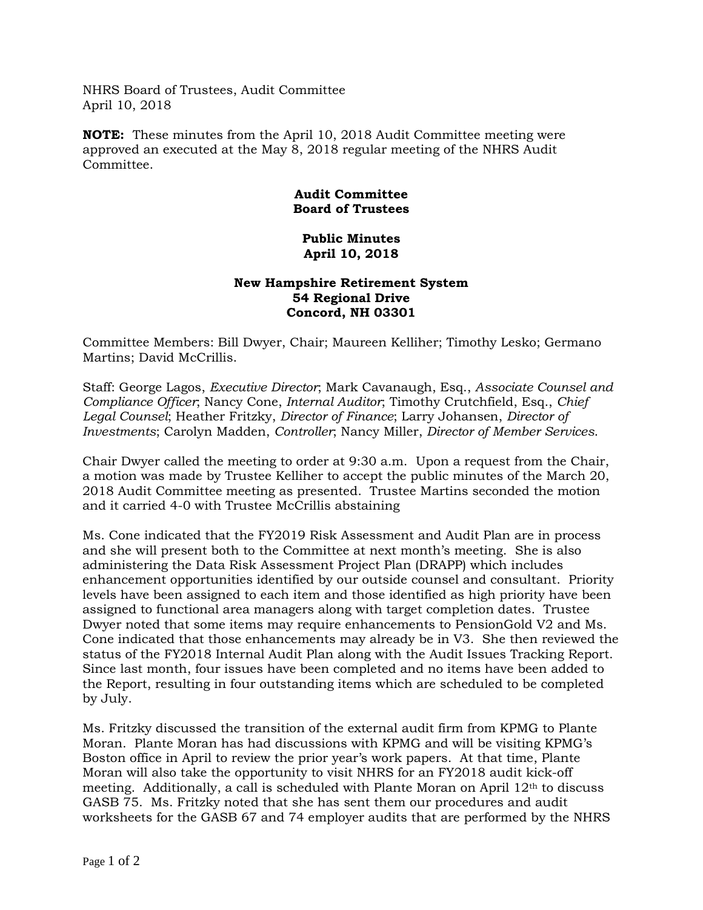NHRS Board of Trustees, Audit Committee
April 10, 2018

**NOTE:** These minutes from the April 10, 2018 Audit Committee meeting were approved an executed at the May 8, 2018 regular meeting of the NHRS Audit Committee.

**Audit Committee**
**Board of Trustees**

**Public Minutes**
**April 10, 2018**

**New Hampshire Retirement System**
**54 Regional Drive**
**Concord, NH 03301**

Committee Members: Bill Dwyer, Chair; Maureen Kelliher; Timothy Lesko; Germano Martins; David McCrillis.

Staff: George Lagos, *Executive Director*; Mark Cavanaugh, Esq., *Associate Counsel and Compliance Officer*; Nancy Cone, *Internal Auditor*; Timothy Crutchfield, Esq., *Chief Legal Counsel*; Heather Fritzky, *Director of Finance*; Larry Johansen, *Director of Investments*; Carolyn Madden, *Controller*; Nancy Miller, *Director of Member Services*.

Chair Dwyer called the meeting to order at 9:30 a.m. Upon a request from the Chair, a motion was made by Trustee Kelliher to accept the public minutes of the March 20, 2018 Audit Committee meeting as presented. Trustee Martins seconded the motion and it carried 4-0 with Trustee McCrillis abstaining

Ms. Cone indicated that the FY2019 Risk Assessment and Audit Plan are in process and she will present both to the Committee at next month's meeting. She is also administering the Data Risk Assessment Project Plan (DRAPP) which includes enhancement opportunities identified by our outside counsel and consultant. Priority levels have been assigned to each item and those identified as high priority have been assigned to functional area managers along with target completion dates. Trustee Dwyer noted that some items may require enhancements to PensionGold V2 and Ms. Cone indicated that those enhancements may already be in V3. She then reviewed the status of the FY2018 Internal Audit Plan along with the Audit Issues Tracking Report. Since last month, four issues have been completed and no items have been added to the Report, resulting in four outstanding items which are scheduled to be completed by July.

Ms. Fritzky discussed the transition of the external audit firm from KPMG to Plante Moran. Plante Moran has had discussions with KPMG and will be visiting KPMG's Boston office in April to review the prior year's work papers. At that time, Plante Moran will also take the opportunity to visit NHRS for an FY2018 audit kick-off meeting. Additionally, a call is scheduled with Plante Moran on April 12th to discuss GASB 75. Ms. Fritzky noted that she has sent them our procedures and audit worksheets for the GASB 67 and 74 employer audits that are performed by the NHRS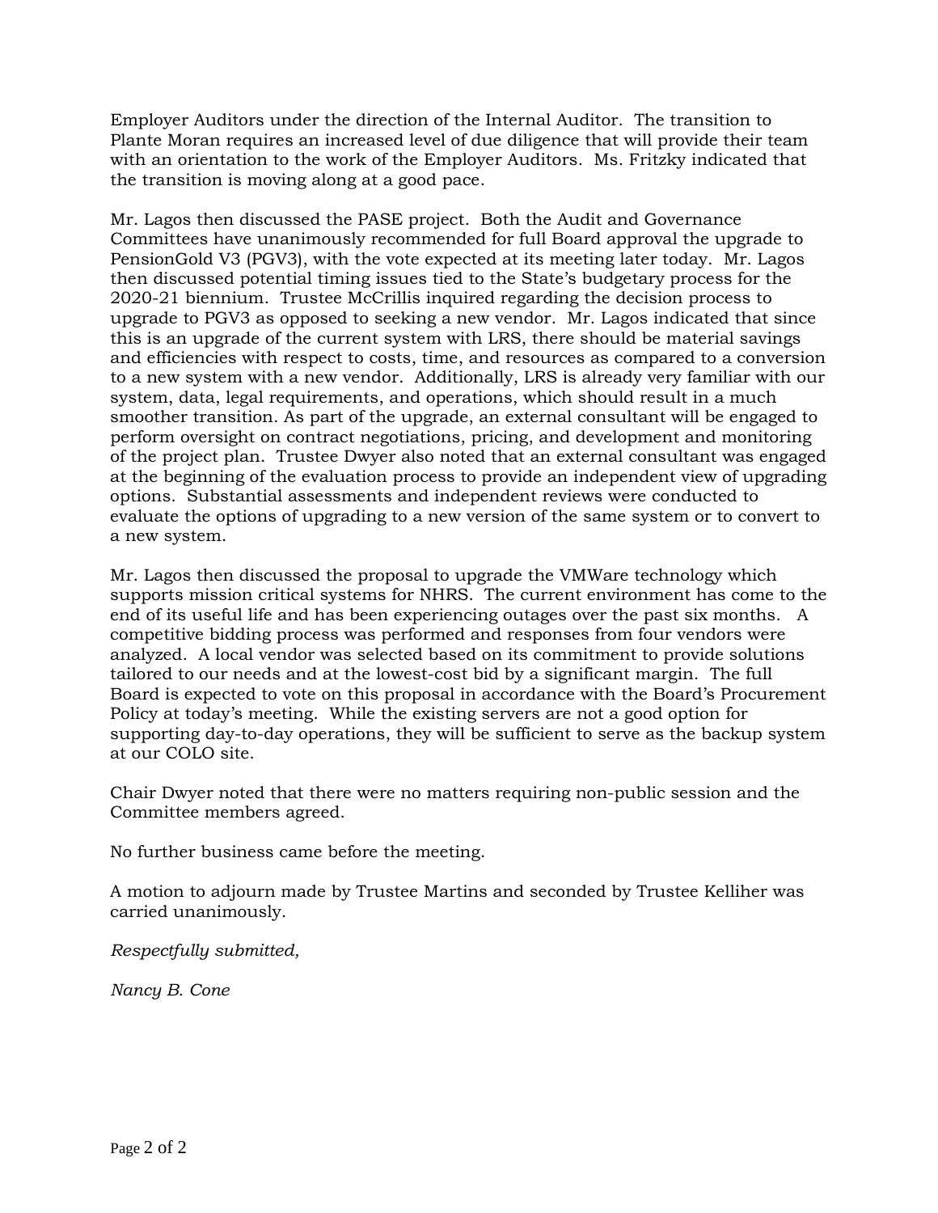Employer Auditors under the direction of the Internal Auditor. The transition to Plante Moran requires an increased level of due diligence that will provide their team with an orientation to the work of the Employer Auditors. Ms. Fritzky indicated that the transition is moving along at a good pace.

Mr. Lagos then discussed the PASE project. Both the Audit and Governance Committees have unanimously recommended for full Board approval the upgrade to PensionGold V3 (PGV3), with the vote expected at its meeting later today. Mr. Lagos then discussed potential timing issues tied to the State's budgetary process for the 2020-21 biennium. Trustee McCrillis inquired regarding the decision process to upgrade to PGV3 as opposed to seeking a new vendor. Mr. Lagos indicated that since this is an upgrade of the current system with LRS, there should be material savings and efficiencies with respect to costs, time, and resources as compared to a conversion to a new system with a new vendor. Additionally, LRS is already very familiar with our system, data, legal requirements, and operations, which should result in a much smoother transition. As part of the upgrade, an external consultant will be engaged to perform oversight on contract negotiations, pricing, and development and monitoring of the project plan. Trustee Dwyer also noted that an external consultant was engaged at the beginning of the evaluation process to provide an independent view of upgrading options. Substantial assessments and independent reviews were conducted to evaluate the options of upgrading to a new version of the same system or to convert to a new system.

Mr. Lagos then discussed the proposal to upgrade the VMWare technology which supports mission critical systems for NHRS. The current environment has come to the end of its useful life and has been experiencing outages over the past six months. A competitive bidding process was performed and responses from four vendors were analyzed. A local vendor was selected based on its commitment to provide solutions tailored to our needs and at the lowest-cost bid by a significant margin. The full Board is expected to vote on this proposal in accordance with the Board's Procurement Policy at today's meeting. While the existing servers are not a good option for supporting day-to-day operations, they will be sufficient to serve as the backup system at our COLO site.

Chair Dwyer noted that there were no matters requiring non-public session and the Committee members agreed.

No further business came before the meeting.

A motion to adjourn made by Trustee Martins and seconded by Trustee Kelliher was carried unanimously.

*Respectfully submitted,*

*Nancy B. Cone*